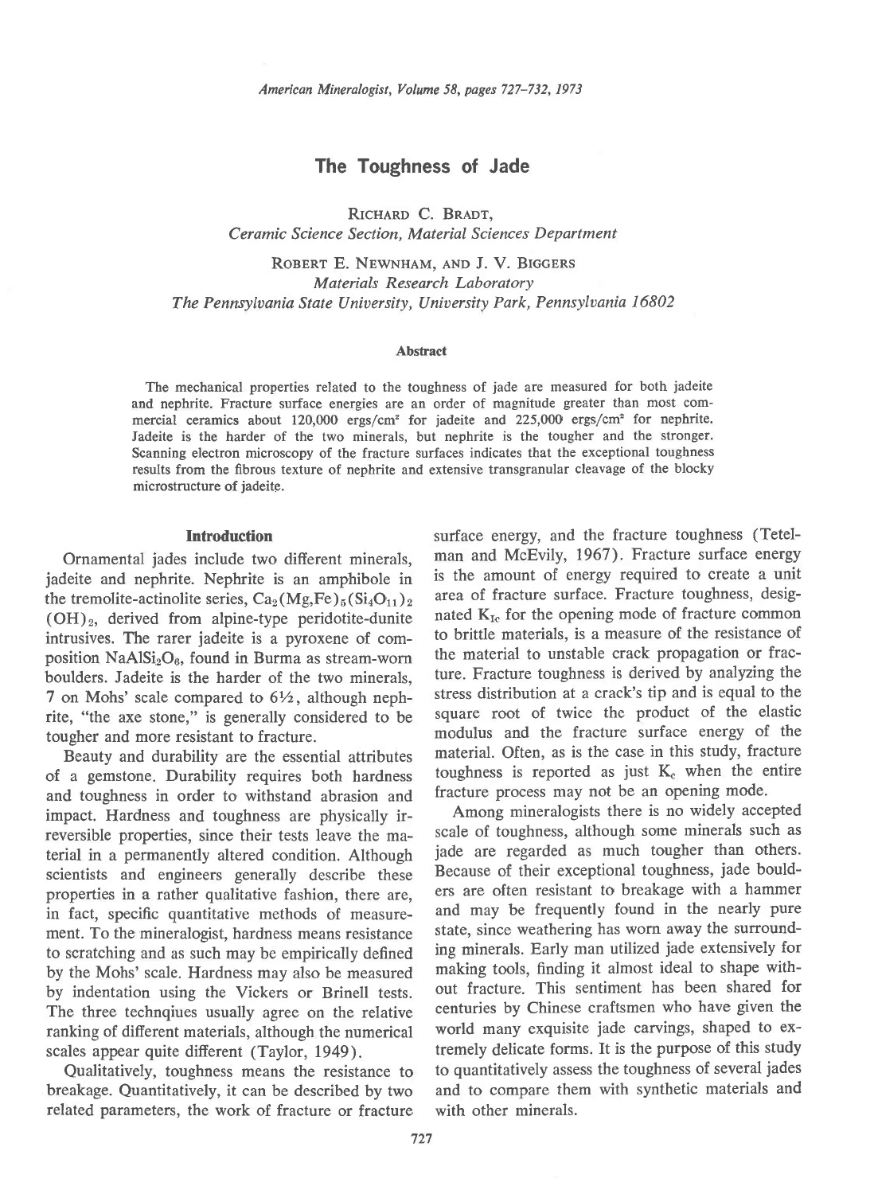# The Toughness of Jade

RICHARD C. BRADT,
*Ceramic Science Section, Material Sciences Department*

ROBERT E. NEWNHAM, AND J. V. BIGGERS
*Materials Research Laboratory*
*The Pennsylvania State University, University Park, Pennsylvania 16802*

### Abstract

The mechanical properties related to the toughness of jade are measured for both jadeite and nephrite. Fracture surface energies are an order of magnitude greater than most commercial ceramics about 120,000 ergs/cm$^2$ for jadeite and 225,000 ergs/cm$^2$ for nephrite. Jadeite is the harder of the two minerals, but nephrite is the tougher and the stronger. Scanning electron microscopy of the fracture surfaces indicates that the exceptional toughness results from the fibrous texture of nephrite and extensive transgranular cleavage of the blocky microstructure of jadeite.

## Introduction

Ornamental jades include two different minerals, jadeite and nephrite. Nephrite is an amphibole in the tremolite-actinolite series, $Ca_2(Mg,Fe)_5(Si_4O_{11})_2(OH)_2$, derived from alpine-type peridotite-dunite intrusives. The rarer jadeite is a pyroxene of composition $NaAlSi_2O_6$, found in Burma as stream-worn boulders. Jadeite is the harder of the two minerals, 7 on Mohs' scale compared to 6½, although nephrite, "the axe stone," is generally considered to be tougher and more resistant to fracture.

Beauty and durability are the essential attributes of a gemstone. Durability requires both hardness and toughness in order to withstand abrasion and impact. Hardness and toughness are physically irreversible properties, since their tests leave the material in a permanently altered condition. Although scientists and engineers generally describe these properties in a rather qualitative fashion, there are, in fact, specific quantitative methods of measurement. To the mineralogist, hardness means resistance to scratching and as such may be empirically defined by the Mohs' scale. Hardness may also be measured by indentation using the Vickers or Brinell tests. The three technqiues usually agree on the relative ranking of different materials, although the numerical scales appear quite different (Taylor, 1949).

Qualitatively, toughness means the resistance to breakage. Quantitatively, it can be described by two related parameters, the work of fracture or fracture surface energy, and the fracture toughness (Tetelman and McEvily, 1967). Fracture surface energy is the amount of energy required to create a unit area of fracture surface. Fracture toughness, designated $K_{Ic}$ for the opening mode of fracture common to brittle materials, is a measure of the resistance of the material to unstable crack propagation or fracture. Fracture toughness is derived by analyzing the stress distribution at a crack's tip and is equal to the square root of twice the product of the elastic modulus and the fracture surface energy of the material. Often, as is the case in this study, fracture toughness is reported as just $K_c$ when the entire fracture process may not be an opening mode.

Among mineralogists there is no widely accepted scale of toughness, although some minerals such as jade are regarded as much tougher than others. Because of their exceptional toughness, jade boulders are often resistant to breakage with a hammer and may be frequently found in the nearly pure state, since weathering has worn away the surrounding minerals. Early man utilized jade extensively for making tools, finding it almost ideal to shape without fracture. This sentiment has been shared for centuries by Chinese craftsmen who have given the world many exquisite jade carvings, shaped to extremely delicate forms. It is the purpose of this study to quantitatively assess the toughness of several jades and to compare them with synthetic materials and with other minerals.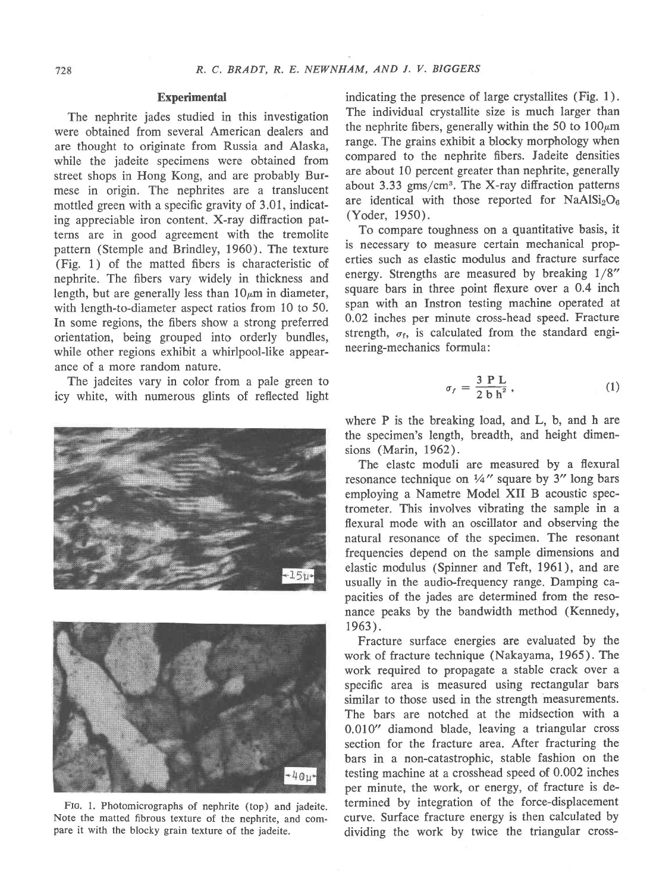## Experimental

The nephrite jades studied in this investigation were obtained from several American dealers and are thought to originate from Russia and Alaska, while the jadeite specimens were obtained from street shops in Hong Kong, and are probably Burmese in origin. The nephrites are a translucent mottled green with a specific gravity of 3.01, indicating appreciable iron content. X-ray diffraction patterns are in good agreement with the tremolite pattern (Stemple and Brindley, 1960). The texture (Fig. 1) of the matted fibers is characteristic of nephrite. The fibers vary widely in thickness and length, but are generally less than 10$\mu$m in diameter, with length-to-diameter aspect ratios from 10 to 50. In some regions, the fibers show a strong preferred orientation, being grouped into orderly bundles, while other regions exhibit a whirlpool-like appearance of a more random nature.

The jadeites vary in color from a pale green to icy white, with numerous glints of reflected light indicating the presence of large crystallites (Fig. 1). The individual crystallite size is much larger than the nephrite fibers, generally within the 50 to 100$\mu$m range. The grains exhibit a blocky morphology when compared to the nephrite fibers. Jadeite densities are about 10 percent greater than nephrite, generally about 3.33 gms/cm$^3$. The X-ray diffraction patterns are identical with those reported for $NaAlSi_2O_6$ (Yoder, 1950).

FIG. 1. Photomicrographs of nephrite (top) and jadeite. Note the matted fibrous texture of the nephrite, and compare it with the blocky grain texture of the jadeite.

To compare toughness on a quantitative basis, it is necessary to measure certain mechanical properties such as elastic modulus and fracture surface energy. Strengths are measured by breaking 1/8″ square bars in three point flexure over a 0.4 inch span with an Instron testing machine operated at 0.02 inches per minute cross-head speed. Fracture strength, $\sigma_f$, is calculated from the standard engineering-mechanics formula:

$$\sigma_f = \frac{3\,P\,L}{2\,b\,h^2}, \tag{1}$$

where P is the breaking load, and L, b, and h are the specimen's length, breadth, and height dimensions (Marin, 1962).

The elastc moduli are measured by a flexural resonance technique on ¼″ square by 3″ long bars employing a Nametre Model XII B acoustic spectrometer. This involves vibrating the sample in a flexural mode with an oscillator and observing the natural resonance of the specimen. The resonant frequencies depend on the sample dimensions and elastic modulus (Spinner and Teft, 1961), and are usually in the audio-frequency range. Damping capacities of the jades are determined from the resonance peaks by the bandwidth method (Kennedy, 1963).

Fracture surface energies are evaluated by the work of fracture technique (Nakayama, 1965). The work required to propagate a stable crack over a specific area is measured using rectangular bars similar to those used in the strength measurements. The bars are notched at the midsection with a 0.010″ diamond blade, leaving a triangular cross section for the fracture area. After fracturing the bars in a non-catastrophic, stable fashion on the testing machine at a crosshead speed of 0.002 inches per minute, the work, or energy, of fracture is determined by integration of the force-displacement curve. Surface fracture energy is then calculated by dividing the work by twice the triangular cross-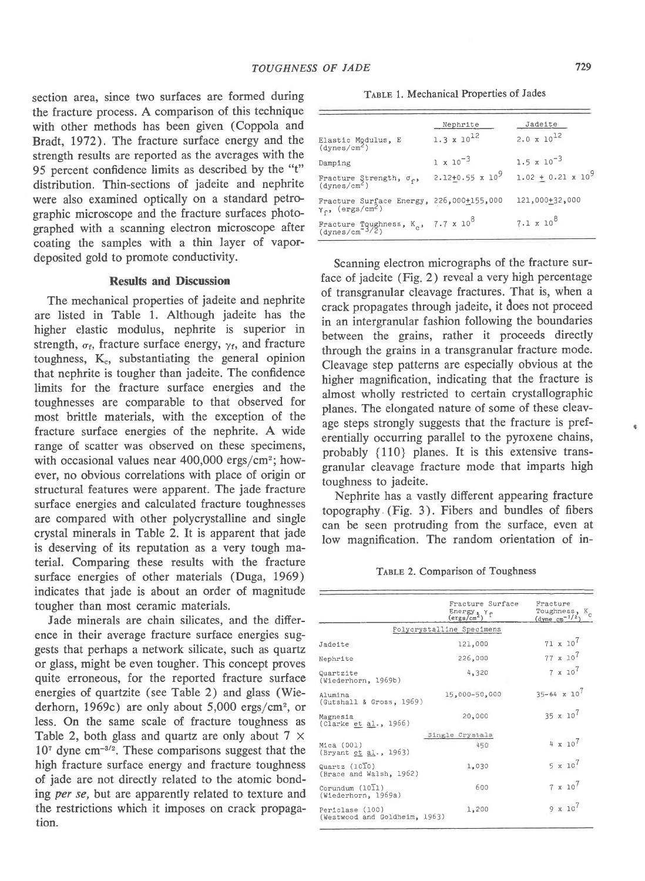section area, since two surfaces are formed during the fracture process. A comparison of this technique with other methods has been given (Coppola and Bradt, 1972). The fracture surface energy and the strength results are reported as the averages with the 95 percent confidence limits as described by the "t" distribution. Thin-sections of jadeite and nephrite were also examined optically on a standard petrographic microscope and the fracture surfaces photographed with a scanning electron microscope after coating the samples with a thin layer of vapor-deposited gold to promote conductivity.

## Results and Discussion

The mechanical properties of jadeite and nephrite are listed in Table 1. Although jadeite has the higher elastic modulus, nephrite is superior in strength, $\sigma_f$, fracture surface energy, $\gamma_f$, and fracture toughness, $K_c$, substantiating the general opinion that nephrite is tougher than jadeite. The confidence limits for the fracture surface energies and the toughnesses are comparable to that observed for most brittle materials, with the exception of the fracture surface energies of the nephrite. A wide range of scatter was observed on these specimens, with occasional values near 400,000 ergs/cm$^2$; however, no obvious correlations with place of origin or structural features were apparent. The jade fracture surface energies and calculated fracture toughnesses are compared with other polycrystalline and single crystal minerals in Table 2. It is apparent that jade is deserving of its reputation as a very tough material. Comparing these results with the fracture surface energies of other materials (Duga, 1969) indicates that jade is about an order of magnitude tougher than most ceramic materials.

Jade minerals are chain silicates, and the difference in their average fracture surface energies suggests that perhaps a network silicate, such as quartz or glass, might be even tougher. This concept proves quite erroneous, for the reported fracture surface energies of quartzite (see Table 2) and glass (Wiederhorn, 1969c) are only about 5,000 ergs/cm$^2$, or less. On the same scale of fracture toughness as Table 2, both glass and quartz are only about $7 \times 10^7$ dyne cm$^{-3/2}$. These comparisons suggest that the high fracture surface energy and fracture toughness of jade are not directly related to the atomic bonding *per se*, but are apparently related to texture and the restrictions which it imposes on crack propagation.

TABLE 1. Mechanical Properties of Jades

| | Nephrite | Jadeite |
|---|---|---|
| Elastic Modulus, E (dynes/cm$^2$) | $1.3 \times 10^{12}$ | $2.0 \times 10^{12}$ |
| Damping | $1 \times 10^{-3}$ | $1.5 \times 10^{-3}$ |
| Fracture Strength, $\sigma_f$, (dynes/cm$^2$) | $2.12 \pm 0.55 \times 10^9$ | $1.02 \pm 0.21 \times 10^9$ |
| Fracture Surface Energy, $\gamma_f$, (ergs/cm$^2$) | 226,000±155,000 | 121,000±32,000 |
| Fracture Toughness, $K_c$, (dynes/cm$^{-3/2}$) | $7.7 \times 10^8$ | $7.1 \times 10^8$ |

Scanning electron micrographs of the fracture surface of jadeite (Fig. 2) reveal a very high percentage of transgranular cleavage fractures. That is, when a crack propagates through jadeite, it does not proceed in an intergranular fashion following the boundaries between the grains, rather it proceeds directly through the grains in a transgranular fracture mode. Cleavage step patterns are especially obvious at the higher magnification, indicating that the fracture is almost wholly restricted to certain crystallographic planes. The elongated nature of some of these cleavage steps strongly suggests that the fracture is preferentially occurring parallel to the pyroxene chains, probably {110} planes. It is this extensive transgranular cleavage fracture mode that imparts high toughness to jadeite.

Nephrite has a vastly different appearing fracture topography (Fig. 3). Fibers and bundles of fibers can be seen protruding from the surface, even at low magnification. The random orientation of in-

TABLE 2. Comparison of Toughness

| | Fracture Surface Energy, $\gamma_f$ (ergs/cm$^2$) | Fracture Toughness, $K_c$ (dyne cm$^{-3/2}$) |
|---|---|---|
| **Polycrystalline Specimens** | | |
| Jadeite | 121,000 | $71 \times 10^7$ |
| Nephrite | 226,000 | $77 \times 10^7$ |
| Quartzite (Wiederhorn, 1969b) | 4,320 | $7 \times 10^7$ |
| Alumina (Gutshall & Gross, 1969) | 15,000-50,000 | $35\text{-}64 \times 10^7$ |
| Magnesia (Clarke et al., 1966) | 20,000 | $35 \times 10^7$ |
| **Single Crystals** | | |
| Mica (001) (Bryant et al., 1963) | 450 | $4 \times 10^7$ |
| Quartz $(10\bar{1}0)$ (Brace and Walsh, 1962) | 1,030 | $5 \times 10^7$ |
| Corundum $(10\bar{1}1)$ (Wiederhorn, 1969a) | 600 | $7 \times 10^7$ |
| Periclase (100) (Westwood and Goldheim, 1963) | 1,200 | $9 \times 10^7$ |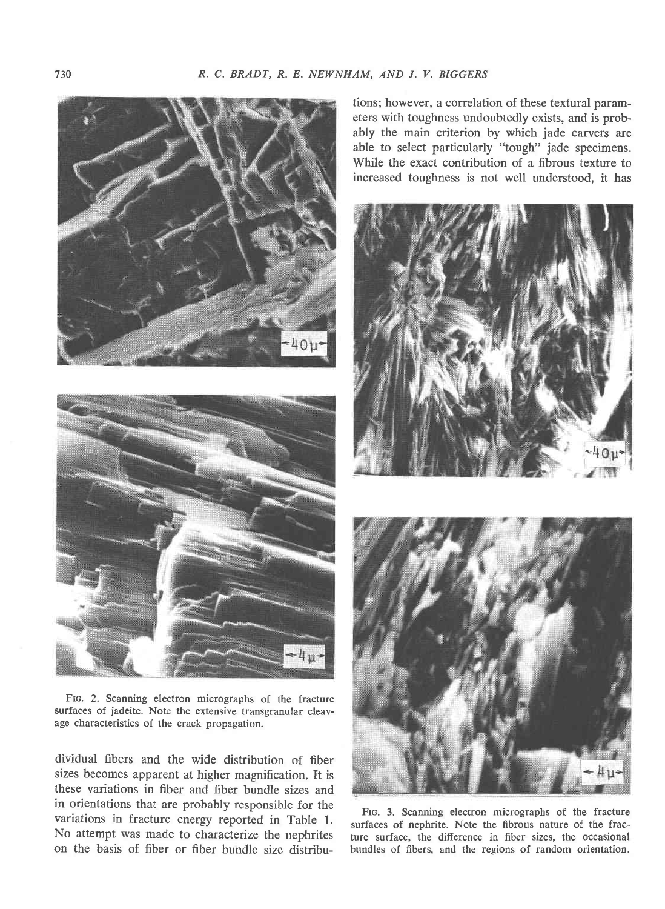tions; however, a correlation of these textural parameters with toughness undoubtedly exists, and is probably the main criterion by which jade carvers are able to select particularly "tough" jade specimens. While the exact contribution of a fibrous texture to increased toughness is not well understood, it has

FIG. 2. Scanning electron micrographs of the fracture surfaces of jadeite. Note the extensive transgranular cleavage characteristics of the crack propagation.

dividual fibers and the wide distribution of fiber sizes becomes apparent at higher magnification. It is these variations in fiber and fiber bundle sizes and in orientations that are probably responsible for the variations in fracture energy reported in Table 1. No attempt was made to characterize the nephrites on the basis of fiber or fiber bundle size distribu-

FIG. 3. Scanning electron micrographs of the fracture surfaces of nephrite. Note the fibrous nature of the fracture surface, the difference in fiber sizes, the occasional bundles of fibers, and the regions of random orientation.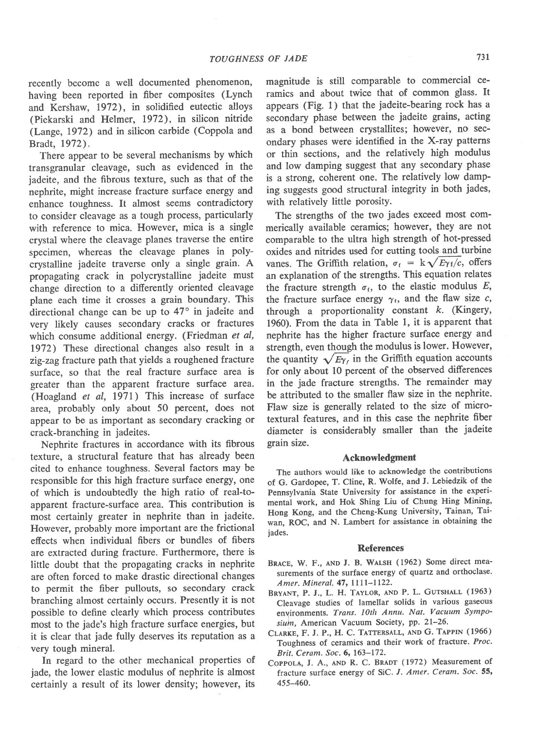recently become a well documented phenomenon, having been reported in fiber composites (Lynch and Kershaw, 1972), in solidified eutectic alloys (Piekarski and Helmer, 1972), in silicon nitride (Lange, 1972) and in silicon carbide (Coppola and Bradt, 1972).

There appear to be several mechanisms by which transgranular cleavage, such as evidenced in the jadeite, and the fibrous texture, such as that of the nephrite, might increase fracture surface energy and enhance toughness. It almost seems contradictory to consider cleavage as a tough process, particularly with reference to mica. However, mica is a single crystal where the cleavage planes traverse the entire specimen, whereas the cleavage planes in polycrystalline jadeite traverse only a single grain. A propagating crack in polycrystalline jadeite must change direction to a differently oriented cleavage plane each time it crosses a grain boundary. This directional change can be up to 47° in jadeite and very likely causes secondary cracks or fractures which consume additional energy. (Friedman *et al*, 1972) These directional changes also result in a zig-zag fracture path that yields a roughened fracture surface, so that the real fracture surface area is greater than the apparent fracture surface area. (Hoagland *et al*, 1971) This increase of surface area, probably only about 50 percent, does not appear to be as important as secondary cracking or crack-branching in jadeites.

Nephrite fractures in accordance with its fibrous texture, a structural feature that has already been cited to enhance toughness. Several factors may be responsible for this high fracture surface energy, one of which is undoubtedly the high ratio of real-to-apparent fracture-surface area. This contribution is most certainly greater in nephrite than in jadeite. However, probably more important are the frictional effects when individual fibers or bundles of fibers are extracted during fracture. Furthermore, there is little doubt that the propagating cracks in nephrite are often forced to make drastic directional changes to permit the fiber pullouts, so secondary crack branching almost certainly occurs. Presently it is not possible to define clearly which process contributes most to the jade's high fracture surface energies, but it is clear that jade fully deserves its reputation as a very tough mineral.

In regard to the other mechanical properties of jade, the lower elastic modulus of nephrite is almost certainly a result of its lower density; however, its magnitude is still comparable to commercial ceramics and about twice that of common glass. It appears (Fig. 1) that the jadeite-bearing rock has a secondary phase between the jadeite grains, acting as a bond between crystallites; however, no secondary phases were identified in the X-ray patterns or thin sections, and the relatively high modulus and low damping suggest that any secondary phase is a strong, coherent one. The relatively low damping suggests good structural integrity in both jades, with relatively little porosity.

The strengths of the two jades exceed most commerically available ceramics; however, they are not comparable to the ultra high strength of hot-pressed oxides and nitrides used for cutting tools and turbine vanes. The Griffith relation, $\sigma_f = k\sqrt{E\gamma_f/c}$, offers an explanation of the strengths. This equation relates the fracture strength $\sigma_f$, to the elastic modulus $E$, the fracture surface energy $\gamma_f$, and the flaw size $c$, through a proportionality constant $k$. (Kingery, 1960). From the data in Table 1, it is apparent that nephrite has the higher fracture surface energy and strength, even though the modulus is lower. However, the quantity $\sqrt{E\gamma_f}$ in the Griffith equation accounts for only about 10 percent of the observed differences in the jade fracture strengths. The remainder may be attributed to the smaller flaw size in the nephrite. Flaw size is generally related to the size of microtextural features, and in this case the nephrite fiber diameter is considerably smaller than the jadeite grain size.

## Acknowledgment

The authors would like to acknowledge the contributions of G. Gardopee, T. Cline, R. Wolfe, and J. Lebiedzik of the Pennsylvania State University for assistance in the experimental work, and Hok Shing Liu of Chung Hing Mining, Hong Kong, and the Cheng-Kung University, Tainan, Taiwan, ROC, and N. Lambert for assistance in obtaining the jades.

## References

Brace, W. F., and J. B. Walsh (1962) Some direct measurements of the surface energy of quartz and orthoclase. *Amer. Mineral.* **47,** 1111–1122.

Bryant, P. J., L. H. Taylor, and P. L. Gutshall (1963) Cleavage studies of lamellar solids in various gaseous environments. *Trans. 10th Annu. Nat. Vacuum Symposium,* American Vacuum Society, pp. 21–26.

Clarke, F. J. P., H. C. Tattersall, and G. Tappin (1966) Toughness of ceramics and their work of fracture. *Proc. Brit. Ceram. Soc.* **6,** 163–172.

Coppola, J. A., and R. C. Bradt (1972) Measurement of fracture surface energy of SiC. *J. Amer. Ceram. Soc.* **55,** 455–460.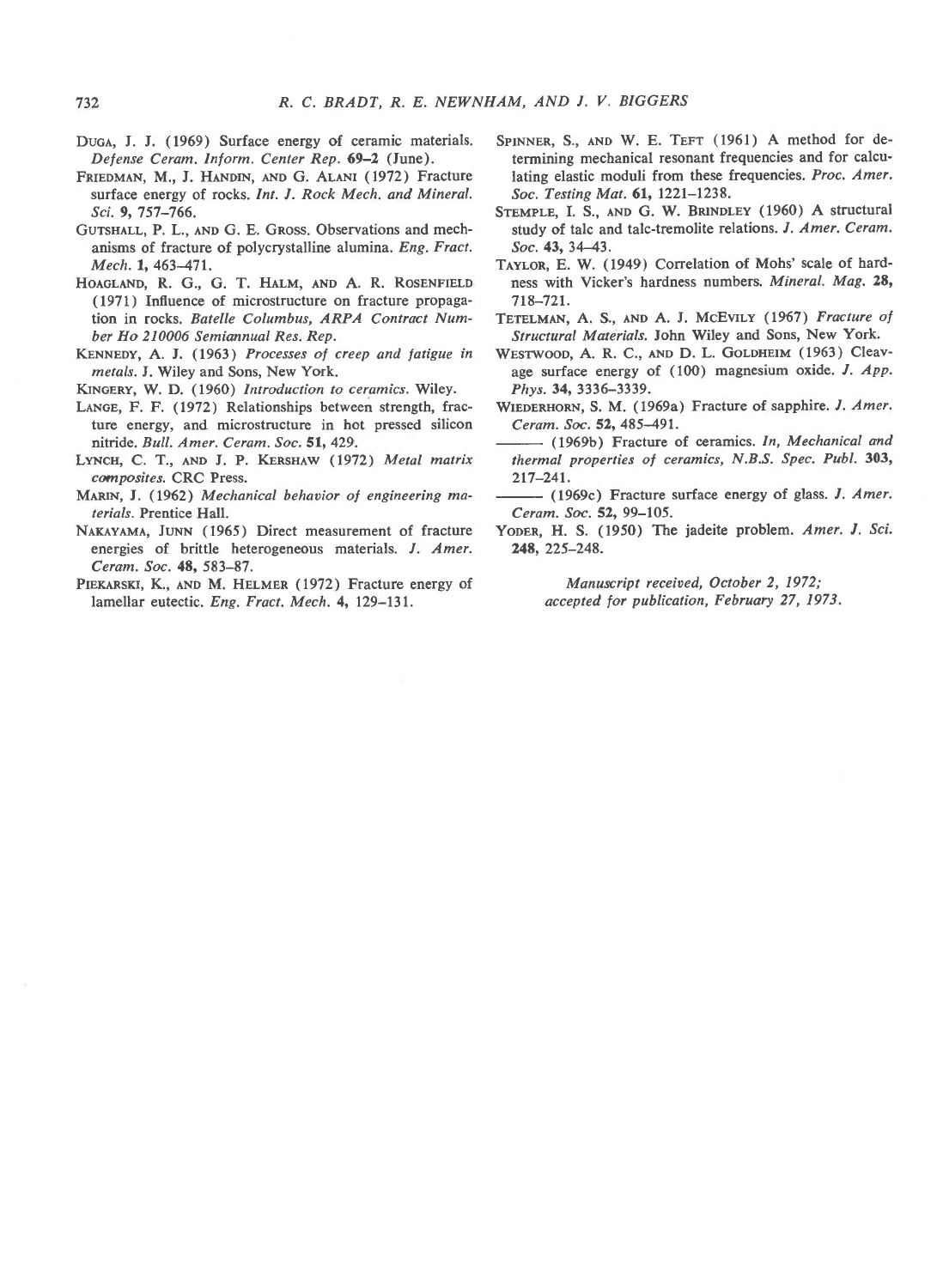DUGA, J. J. (1969) Surface energy of ceramic materials. *Defense Ceram. Inform. Center Rep.* **69–2** (June).

FRIEDMAN, M., J. HANDIN, AND G. ALANI (1972) Fracture surface energy of rocks. *Int. J. Rock Mech. and Mineral. Sci.* **9,** 757–766.

GUTSHALL, P. L., AND G. E. GROSS. Observations and mechanisms of fracture of polycrystalline alumina. *Eng. Fract. Mech.* **1,** 463–471.

HOAGLAND, R. G., G. T. HALM, AND A. R. ROSENFIELD (1971) Influence of microstructure on fracture propagation in rocks. *Batelle Columbus, ARPA Contract Number Ho 210006 Semiannual Res. Rep.*

KENNEDY, A. J. (1963) *Processes of creep and fatigue in metals.* J. Wiley and Sons, New York.

KINGERY, W. D. (1960) *Introduction to ceramics.* Wiley.

LANGE, F. F. (1972) Relationships between strength, fracture energy, and microstructure in hot pressed silicon nitride. *Bull. Amer. Ceram. Soc.* **51,** 429.

LYNCH, C. T., AND J. P. KERSHAW (1972) *Metal matrix composites.* CRC Press.

MARIN, J. (1962) *Mechanical behavior of engineering materials.* Prentice Hall.

NAKAYAMA, JUNN (1965) Direct measurement of fracture energies of brittle heterogeneous materials. *J. Amer. Ceram. Soc.* **48,** 583–87.

PIEKARSKI, K., AND M. HELMER (1972) Fracture energy of lamellar eutectic. *Eng. Fract. Mech.* **4,** 129–131.

SPINNER, S., AND W. E. TEFT (1961) A method for determining mechanical resonant frequencies and for calculating elastic moduli from these frequencies. *Proc. Amer. Soc. Testing Mat.* **61,** 1221–1238.

STEMPLE, I. S., AND G. W. BRINDLEY (1960) A structural study of talc and talc-tremolite relations. *J. Amer. Ceram. Soc.* **43,** 34–43.

TAYLOR, E. W. (1949) Correlation of Mohs' scale of hardness with Vicker's hardness numbers. *Mineral. Mag.* **28,** 718–721.

TETELMAN, A. S., AND A. J. MCEVILY (1967) *Fracture of Structural Materials.* John Wiley and Sons, New York.

WESTWOOD, A. R. C., AND D. L. GOLDHEIM (1963) Cleavage surface energy of (100) magnesium oxide. *J. App. Phys.* **34,** 3336–3339.

WIEDERHORN, S. M. (1969a) Fracture of sapphire. *J. Amer. Ceram. Soc.* **52,** 485–491.

——— (1969b) Fracture of ceramics. *In, Mechanical and thermal properties of ceramics, N.B.S. Spec. Publ.* **303,** 217–241.

——— (1969c) Fracture surface energy of glass. *J. Amer. Ceram. Soc.* **52,** 99–105.

YODER, H. S. (1950) The jadeite problem. *Amer. J. Sci.* **248,** 225–248.

*Manuscript received, October 2, 1972; accepted for publication, February 27, 1973.*